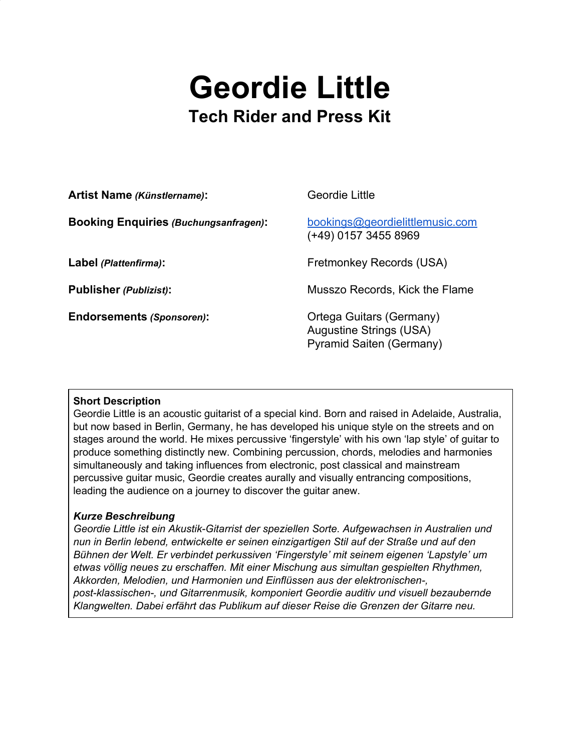# Geordie Little

## Tech Rider and Press Kit

| | |
|---|---|
| **Artist Name** ***(Künstlername)*****:** | Geordie Little |
| **Booking Enquiries** ***(Buchungsanfragen)*****:** | bookings@geordielittlemusic.com<br>(+49) 0157 3455 8969 |
| **Label** ***(Plattenfirma)*****:** | Fretmonkey Records (USA) |
| **Publisher** ***(Publizist)*****:** | Musszo Records, Kick the Flame |
| **Endorsements** ***(Sponsoren)*****:** | Ortega Guitars (Germany)<br>Augustine Strings (USA)<br>Pyramid Saiten (Germany) |

**Short Description**

Geordie Little is an acoustic guitarist of a special kind. Born and raised in Adelaide, Australia, but now based in Berlin, Germany, he has developed his unique style on the streets and on stages around the world. He mixes percussive 'fingerstyle' with his own 'lap style' of guitar to produce something distinctly new. Combining percussion, chords, melodies and harmonies simultaneously and taking influences from electronic, post classical and mainstream percussive guitar music, Geordie creates aurally and visually entrancing compositions, leading the audience on a journey to discover the guitar anew.

***Kurze Beschreibung***

*Geordie Little ist ein Akustik-Gitarrist der speziellen Sorte. Aufgewachsen in Australien und nun in Berlin lebend, entwickelte er seinen einzigartigen Stil auf der Straße und auf den Bühnen der Welt. Er verbindet perkussiven 'Fingerstyle' mit seinem eigenen 'Lapstyle' um etwas völlig neues zu erschaffen. Mit einer Mischung aus simultan gespielten Rhythmen, Akkorden, Melodien, und Harmonien und Einflüssen aus der elektronischen-, post-klassischen-, und Gitarrenmusik, komponiert Geordie auditiv und visuell bezaubernde Klangwelten. Dabei erfährt das Publikum auf dieser Reise die Grenzen der Gitarre neu.*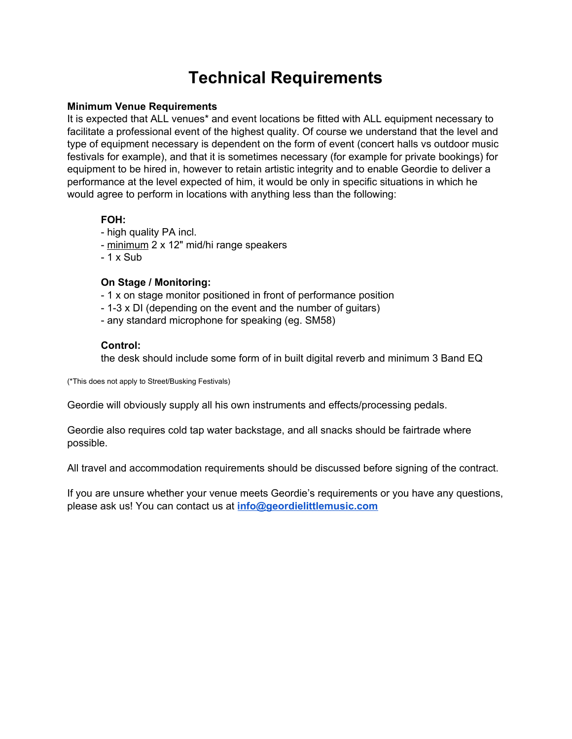# Technical Requirements

**Minimum Venue Requirements**
It is expected that ALL venues* and event locations be fitted with ALL equipment necessary to facilitate a professional event of the highest quality. Of course we understand that the level and type of equipment necessary is dependent on the form of event (concert halls vs outdoor music festivals for example), and that it is sometimes necessary (for example for private bookings) for equipment to be hired in, however to retain artistic integrity and to enable Geordie to deliver a performance at the level expected of him, it would be only in specific situations in which he would agree to perform in locations with anything less than the following:

**FOH:**
- high quality PA incl.
- <u>minimum</u> 2 x 12" mid/hi range speakers
- 1 x Sub

**On Stage / Monitoring:**
- 1 x on stage monitor positioned in front of performance position
- 1-3 x DI (depending on the event and the number of guitars)
- any standard microphone for speaking (eg. SM58)

**Control:**
the desk should include some form of in built digital reverb and minimum 3 Band EQ

(*This does not apply to Street/Busking Festivals)

Geordie will obviously supply all his own instruments and effects/processing pedals.

Geordie also requires cold tap water backstage, and all snacks should be fairtrade where possible.

All travel and accommodation requirements should be discussed before signing of the contract.

If you are unsure whether your venue meets Geordie's requirements or you have any questions, please ask us! You can contact us at **info@geordielittlemusic.com**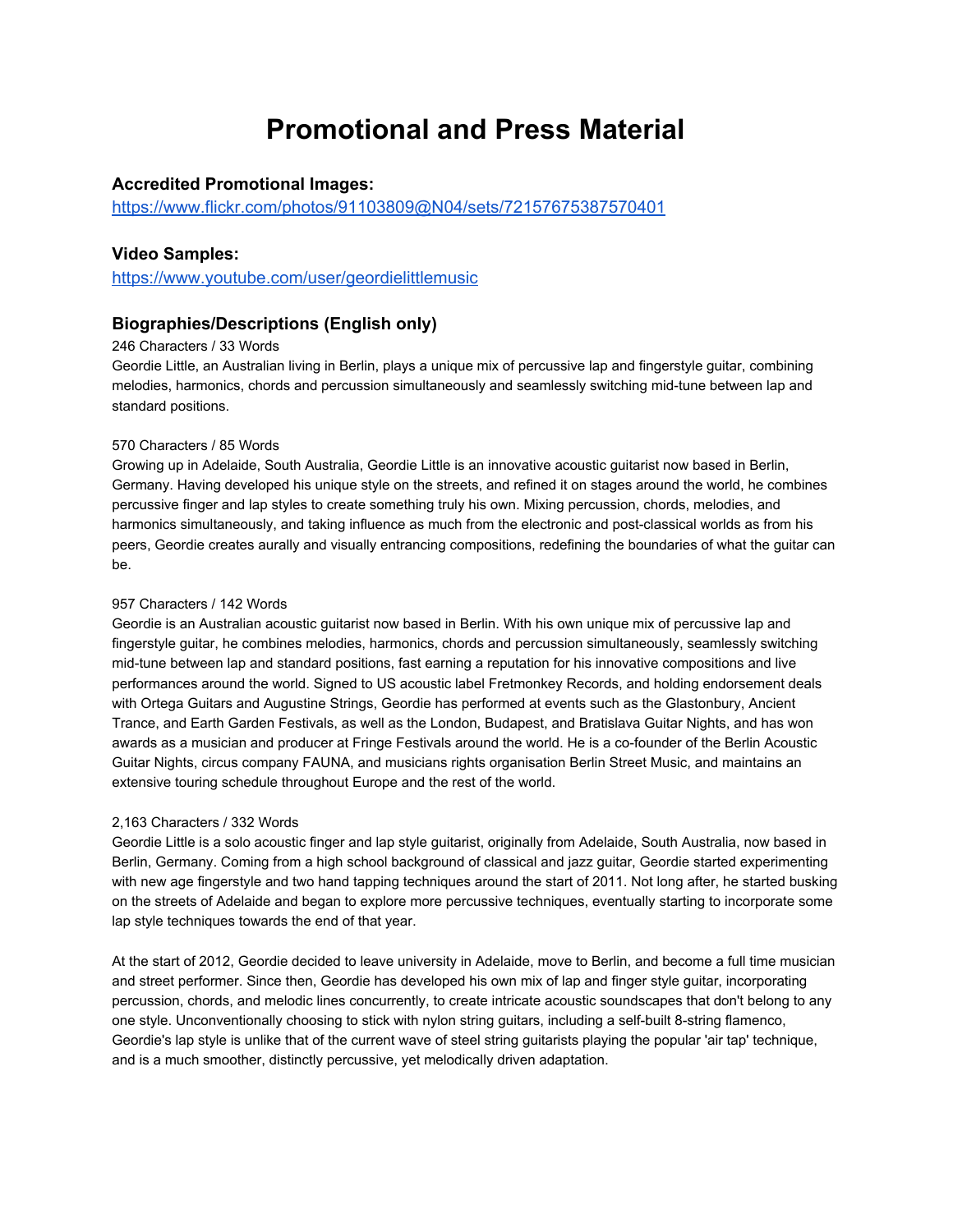# Promotional and Press Material

### Accredited Promotional Images:

https://www.flickr.com/photos/91103809@N04/sets/72157675387570401

### Video Samples:

https://www.youtube.com/user/geordielittlemusic

### Biographies/Descriptions (English only)

246 Characters / 33 Words

Geordie Little, an Australian living in Berlin, plays a unique mix of percussive lap and fingerstyle guitar, combining melodies, harmonics, chords and percussion simultaneously and seamlessly switching mid-tune between lap and standard positions.

570 Characters / 85 Words

Growing up in Adelaide, South Australia, Geordie Little is an innovative acoustic guitarist now based in Berlin, Germany. Having developed his unique style on the streets, and refined it on stages around the world, he combines percussive finger and lap styles to create something truly his own. Mixing percussion, chords, melodies, and harmonics simultaneously, and taking influence as much from the electronic and post-classical worlds as from his peers, Geordie creates aurally and visually entrancing compositions, redefining the boundaries of what the guitar can be.

957 Characters / 142 Words

Geordie is an Australian acoustic guitarist now based in Berlin. With his own unique mix of percussive lap and fingerstyle guitar, he combines melodies, harmonics, chords and percussion simultaneously, seamlessly switching mid-tune between lap and standard positions, fast earning a reputation for his innovative compositions and live performances around the world. Signed to US acoustic label Fretmonkey Records, and holding endorsement deals with Ortega Guitars and Augustine Strings, Geordie has performed at events such as the Glastonbury, Ancient Trance, and Earth Garden Festivals, as well as the London, Budapest, and Bratislava Guitar Nights, and has won awards as a musician and producer at Fringe Festivals around the world. He is a co-founder of the Berlin Acoustic Guitar Nights, circus company FAUNA, and musicians rights organisation Berlin Street Music, and maintains an extensive touring schedule throughout Europe and the rest of the world.

2,163 Characters / 332 Words

Geordie Little is a solo acoustic finger and lap style guitarist, originally from Adelaide, South Australia, now based in Berlin, Germany. Coming from a high school background of classical and jazz guitar, Geordie started experimenting with new age fingerstyle and two hand tapping techniques around the start of 2011. Not long after, he started busking on the streets of Adelaide and began to explore more percussive techniques, eventually starting to incorporate some lap style techniques towards the end of that year.

At the start of 2012, Geordie decided to leave university in Adelaide, move to Berlin, and become a full time musician and street performer. Since then, Geordie has developed his own mix of lap and finger style guitar, incorporating percussion, chords, and melodic lines concurrently, to create intricate acoustic soundscapes that don't belong to any one style. Unconventionally choosing to stick with nylon string guitars, including a self-built 8-string flamenco, Geordie's lap style is unlike that of the current wave of steel string guitarists playing the popular 'air tap' technique, and is a much smoother, distinctly percussive, yet melodically driven adaptation.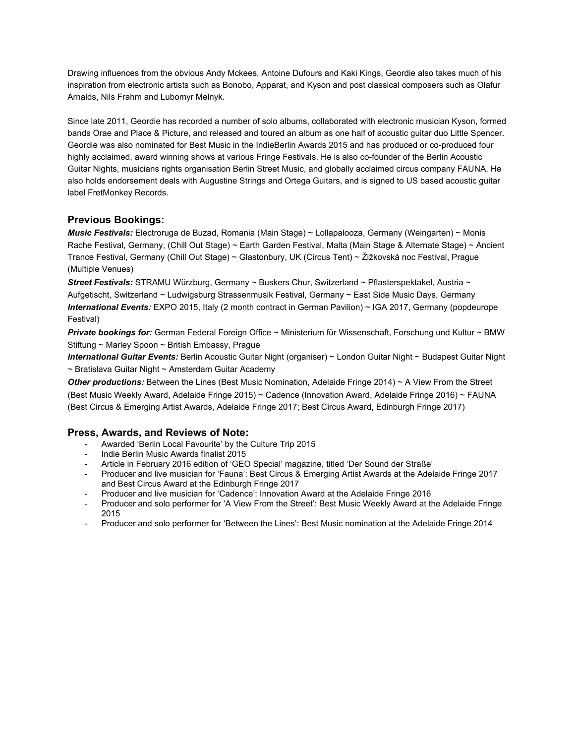Drawing influences from the obvious Andy Mckees, Antoine Dufours and Kaki Kings, Geordie also takes much of his inspiration from electronic artists such as Bonobo, Apparat, and Kyson and post classical composers such as Olafur Arnalds, Nils Frahm and Lubomyr Melnyk.

Since late 2011, Geordie has recorded a number of solo albums, collaborated with electronic musician Kyson, formed bands Orae and Place & Picture, and released and toured an album as one half of acoustic guitar duo Little Spencer. Geordie was also nominated for Best Music in the IndieBerlin Awards 2015 and has produced or co-produced four highly acclaimed, award winning shows at various Fringe Festivals. He is also co-founder of the Berlin Acoustic Guitar Nights, musicians rights organisation Berlin Street Music, and globally acclaimed circus company FAUNA. He also holds endorsement deals with Augustine Strings and Ortega Guitars, and is signed to US based acoustic guitar label FretMonkey Records.

## Previous Bookings:

***Music Festivals:*** Electroruga de Buzad, Romania (Main Stage) ~ Lollapalooza, Germany (Weingarten) ~ Monis Rache Festival, Germany, (Chill Out Stage) ~ Earth Garden Festival, Malta (Main Stage & Alternate Stage) ~ Ancient Trance Festival, Germany (Chill Out Stage) ~ Glastonbury, UK (Circus Tent) ~ Žižkovská noc Festival, Prague (Multiple Venues)

***Street Festivals:*** STRAMU Würzburg, Germany ~ Buskers Chur, Switzerland ~ Pflasterspektakel, Austria ~ Aufgetischt, Switzerland ~ Ludwigsburg Strassenmusik Festival, Germany ~ East Side Music Days, Germany

***International Events:*** EXPO 2015, Italy (2 month contract in German Pavilion) ~ IGA 2017, Germany (popdeurope Festival)

***Private bookings for:*** German Federal Foreign Office ~ Ministerium für Wissenschaft, Forschung und Kultur ~ BMW Stiftung ~ Marley Spoon ~ British Embassy, Prague

***International Guitar Events:*** Berlin Acoustic Guitar Night (organiser) ~ London Guitar Night ~ Budapest Guitar Night ~ Bratislava Guitar Night ~ Amsterdam Guitar Academy

***Other productions:*** Between the Lines (Best Music Nomination, Adelaide Fringe 2014) ~ A View From the Street (Best Music Weekly Award, Adelaide Fringe 2015) ~ Cadence (Innovation Award, Adelaide Fringe 2016) ~ FAUNA (Best Circus & Emerging Artist Awards, Adelaide Fringe 2017; Best Circus Award, Edinburgh Fringe 2017)

## Press, Awards, and Reviews of Note:

- Awarded 'Berlin Local Favourite' by the Culture Trip 2015
- Indie Berlin Music Awards finalist 2015
- Article in February 2016 edition of 'GEO Special' magazine, titled 'Der Sound der Straße'
- Producer and live musician for 'Fauna': Best Circus & Emerging Artist Awards at the Adelaide Fringe 2017 and Best Circus Award at the Edinburgh Fringe 2017
- Producer and live musician for 'Cadence': Innovation Award at the Adelaide Fringe 2016
- Producer and solo performer for 'A View From the Street': Best Music Weekly Award at the Adelaide Fringe 2015
- Producer and solo performer for 'Between the Lines': Best Music nomination at the Adelaide Fringe 2014